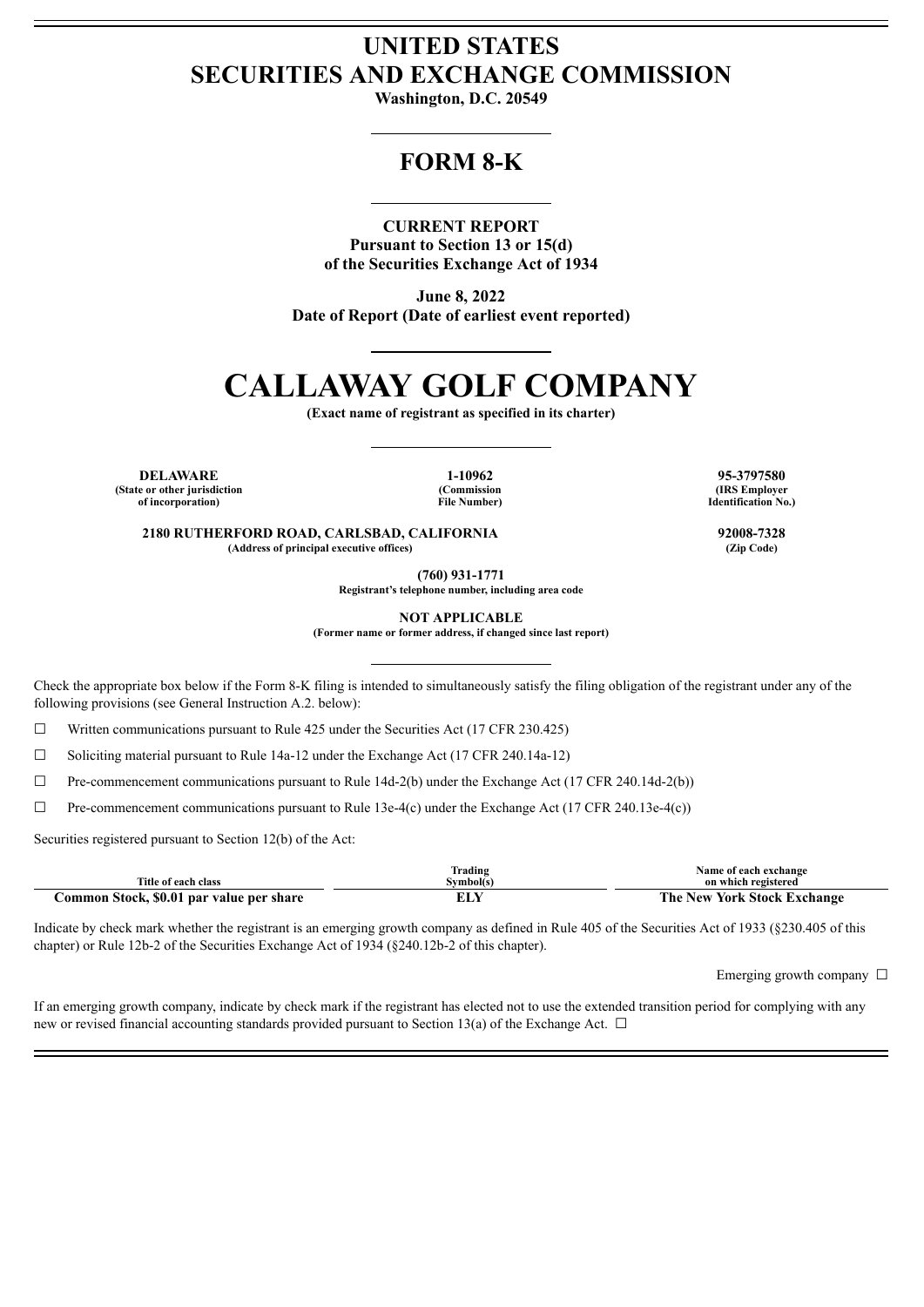# UNITED STATES
# SECURITIES AND EXCHANGE COMMISSION

**Washington, D.C. 20549**

## FORM 8-K

**CURRENT REPORT**
**Pursuant to Section 13 or 15(d)**
**of the Securities Exchange Act of 1934**

**June 8, 2022**
**Date of Report (Date of earliest event reported)**

# CALLAWAY GOLF COMPANY

**(Exact name of registrant as specified in its charter)**

| DELAWARE | 1-10962 | 95-3797580 |
|---|---|---|
| (State or other jurisdiction of incorporation) | (Commission File Number) | (IRS Employer Identification No.) |

| 2180 RUTHERFORD ROAD, CARLSBAD, CALIFORNIA | 92008-7328 |
|---|---|
| (Address of principal executive offices) | (Zip Code) |

**(760) 931-1771**
**Registrant's telephone number, including area code**

**NOT APPLICABLE**
**(Former name or former address, if changed since last report)**

Check the appropriate box below if the Form 8-K filing is intended to simultaneously satisfy the filing obligation of the registrant under any of the following provisions (see General Instruction A.2. below):

☐ Written communications pursuant to Rule 425 under the Securities Act (17 CFR 230.425)

☐ Soliciting material pursuant to Rule 14a-12 under the Exchange Act (17 CFR 240.14a-12)

☐ Pre-commencement communications pursuant to Rule 14d-2(b) under the Exchange Act (17 CFR 240.14d-2(b))

☐ Pre-commencement communications pursuant to Rule 13e-4(c) under the Exchange Act (17 CFR 240.13e-4(c))

Securities registered pursuant to Section 12(b) of the Act:

| Title of each class | Trading Symbol(s) | Name of each exchange on which registered |
|---|---|---|
| **Common Stock, $0.01 par value per share** | **ELY** | **The New York Stock Exchange** |

Indicate by check mark whether the registrant is an emerging growth company as defined in Rule 405 of the Securities Act of 1933 (§230.405 of this chapter) or Rule 12b-2 of the Securities Exchange Act of 1934 (§240.12b-2 of this chapter).

Emerging growth company ☐

If an emerging growth company, indicate by check mark if the registrant has elected not to use the extended transition period for complying with any new or revised financial accounting standards provided pursuant to Section 13(a) of the Exchange Act. ☐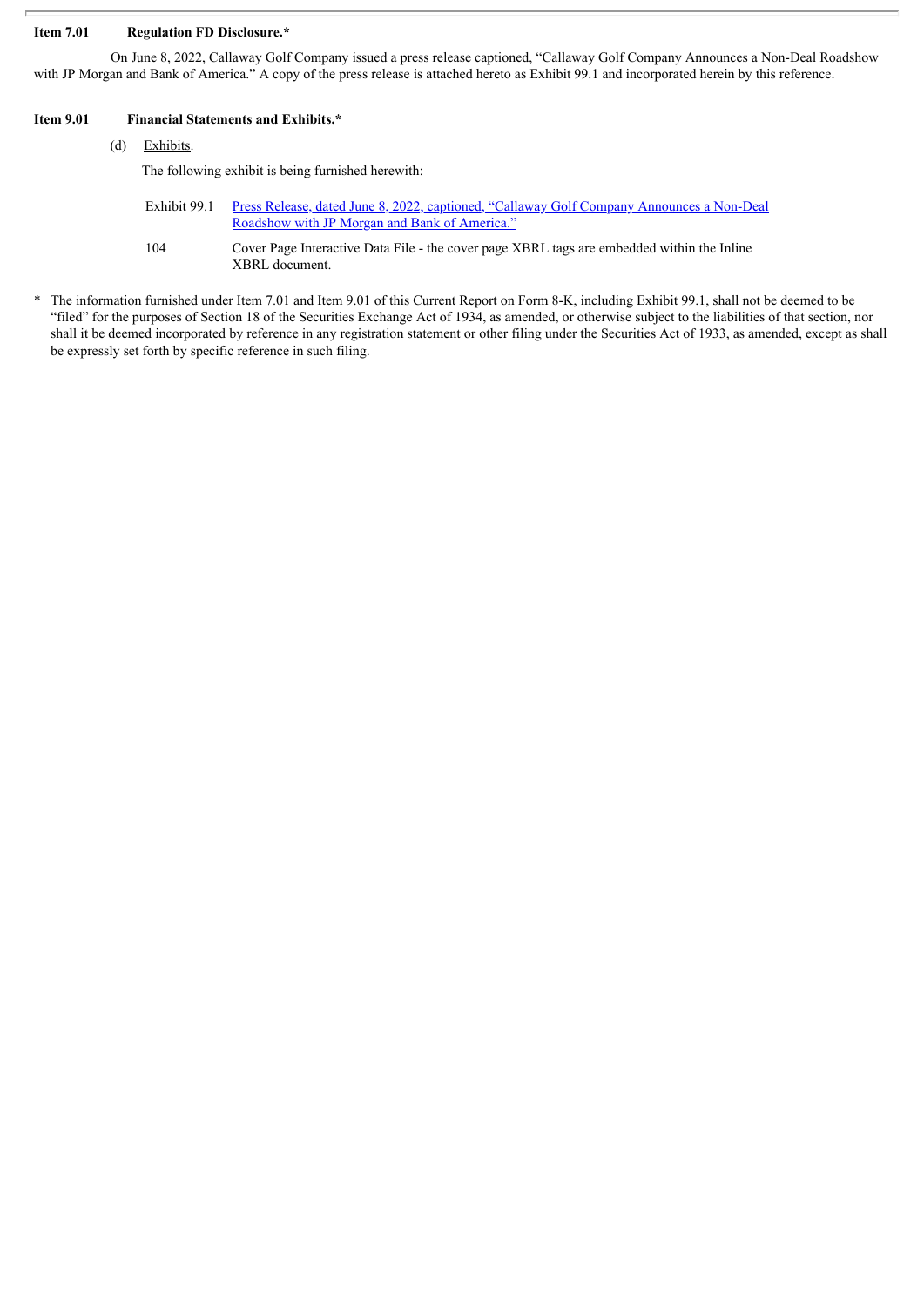**Item 7.01 Regulation FD Disclosure.***

On June 8, 2022, Callaway Golf Company issued a press release captioned, "Callaway Golf Company Announces a Non-Deal Roadshow with JP Morgan and Bank of America." A copy of the press release is attached hereto as Exhibit 99.1 and incorporated herein by this reference.

**Item 9.01 Financial Statements and Exhibits.***

(d) Exhibits.

The following exhibit is being furnished herewith:

| | |
|---|---|
| Exhibit 99.1 | Press Release, dated June 8, 2022, captioned, "Callaway Golf Company Announces a Non-Deal Roadshow with JP Morgan and Bank of America." |
| 104 | Cover Page Interactive Data File - the cover page XBRL tags are embedded within the Inline XBRL document. |

\* The information furnished under Item 7.01 and Item 9.01 of this Current Report on Form 8-K, including Exhibit 99.1, shall not be deemed to be "filed" for the purposes of Section 18 of the Securities Exchange Act of 1934, as amended, or otherwise subject to the liabilities of that section, nor shall it be deemed incorporated by reference in any registration statement or other filing under the Securities Act of 1933, as amended, except as shall be expressly set forth by specific reference in such filing.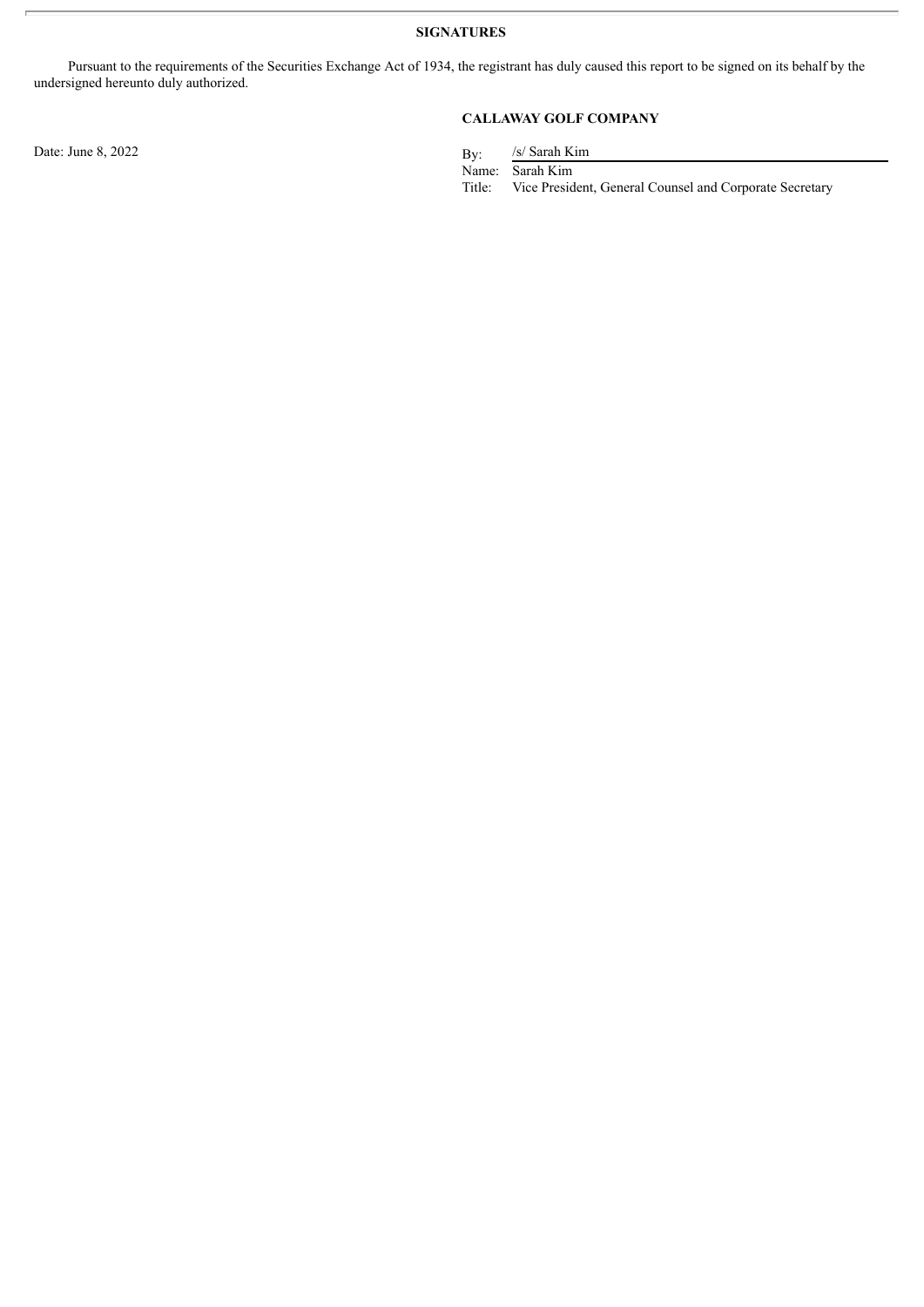**SIGNATURES**

Pursuant to the requirements of the Securities Exchange Act of 1934, the registrant has duly caused this report to be signed on its behalf by the undersigned hereunto duly authorized.

**CALLAWAY GOLF COMPANY**

Date: June 8, 2022

By: /s/ Sarah Kim
Name: Sarah Kim
Title: Vice President, General Counsel and Corporate Secretary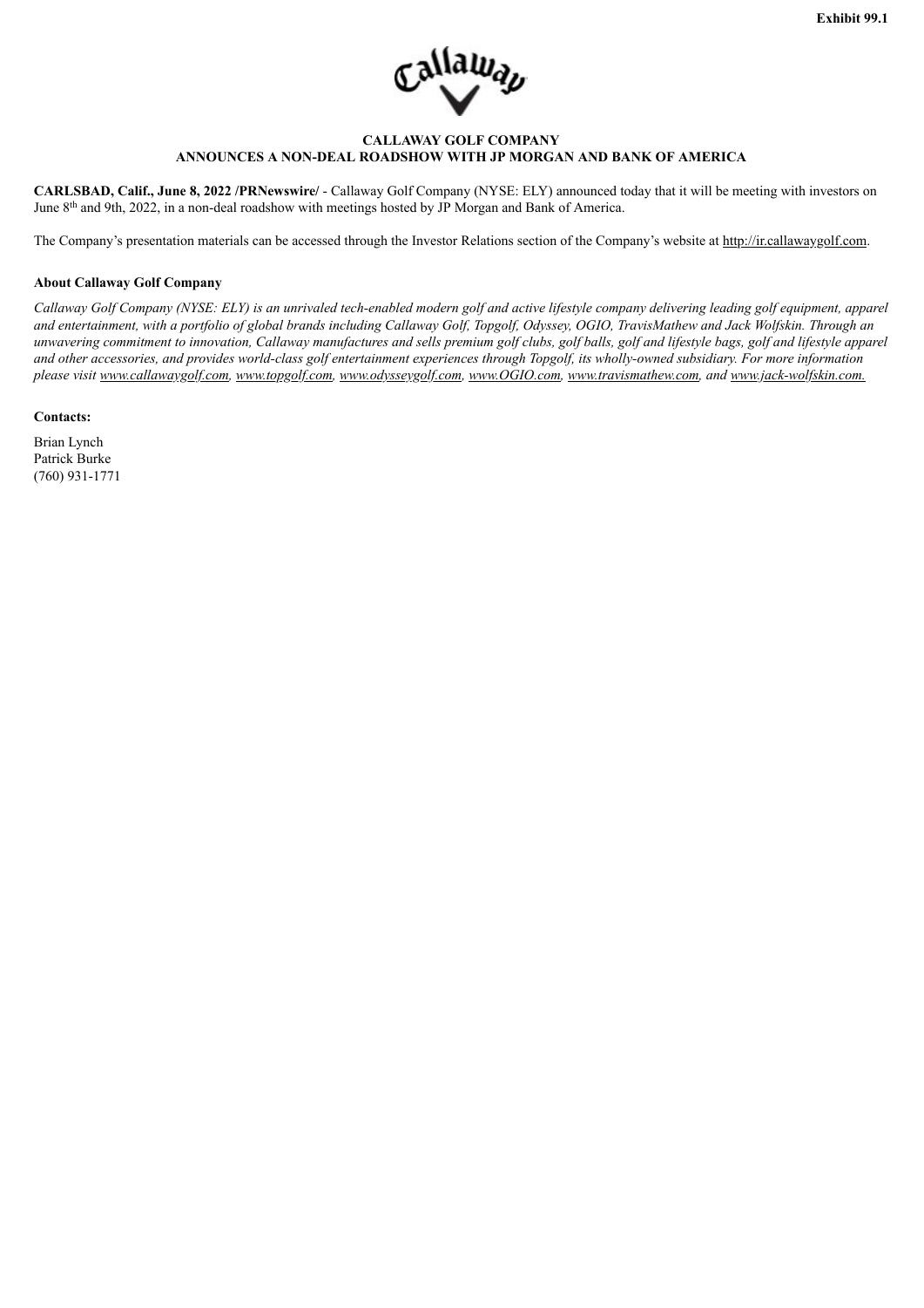Exhibit 99.1

**CALLAWAY GOLF COMPANY**
**ANNOUNCES A NON-DEAL ROADSHOW WITH JP MORGAN AND BANK OF AMERICA**

**CARLSBAD, Calif., June 8, 2022 /PRNewswire/** - Callaway Golf Company (NYSE: ELY) announced today that it will be meeting with investors on June 8th and 9th, 2022, in a non-deal roadshow with meetings hosted by JP Morgan and Bank of America.

The Company's presentation materials can be accessed through the Investor Relations section of the Company's website at http://ir.callawaygolf.com.

**About Callaway Golf Company**

*Callaway Golf Company (NYSE: ELY) is an unrivaled tech-enabled modern golf and active lifestyle company delivering leading golf equipment, apparel and entertainment, with a portfolio of global brands including Callaway Golf, Topgolf, Odyssey, OGIO, TravisMathew and Jack Wolfskin. Through an unwavering commitment to innovation, Callaway manufactures and sells premium golf clubs, golf balls, golf and lifestyle bags, golf and lifestyle apparel and other accessories, and provides world-class golf entertainment experiences through Topgolf, its wholly-owned subsidiary. For more information please visit www.callawaygolf.com, www.topgolf.com, www.odysseygolf.com, www.OGIO.com, www.travismathew.com, and www.jack-wolfskin.com.*

**Contacts:**

Brian Lynch
Patrick Burke
(760) 931-1771